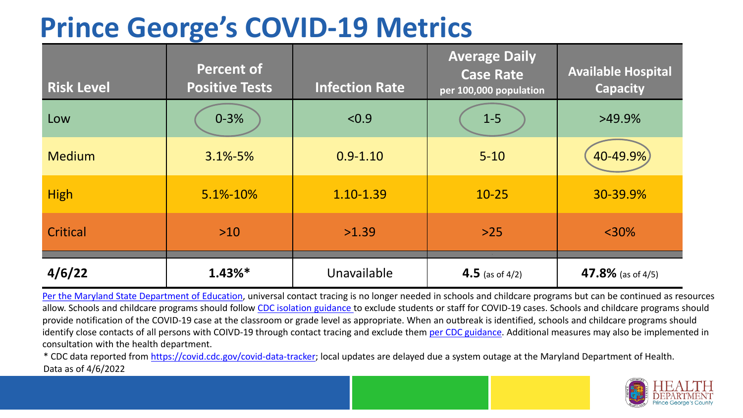# Prince George's COVID-19 Metrics

| Risk Level | Percent of Positive Tests | Infection Rate | Average Daily Case Rate per 100,000 population | Available Hospital Capacity |
|---|---|---|---|---|
| Low | 0-3% | <0.9 | 1-5 | >49.9% |
| Medium | 3.1%-5% | 0.9-1.10 | 5-10 | 40-49.9% |
| High | 5.1%-10% | 1.10-1.39 | 10-25 | 30-39.9% |
| Critical | >10 | >1.39 | >25 | <30% |
| **4/6/22** | **1.43%*** | Unavailable | **4.5** (as of 4/2) | **47.8%** (as of 4/5) |

Per the Maryland State Department of Education, universal contact tracing is no longer needed in schools and childcare programs but can be continued as resources allow. Schools and childcare programs should follow CDC isolation guidance to exclude students or staff for COVID-19 cases. Schools and childcare programs should provide notification of the COVID-19 case at the classroom or grade level as appropriate. When an outbreak is identified, schools and childcare programs should identify close contacts of all persons with COIVD-19 through contact tracing and exclude them per CDC guidance. Additional measures may also be implemented in consultation with the health department.

* CDC data reported from https://covid.cdc.gov/covid-data-tracker; local updates are delayed due a system outage at the Maryland Department of Health.

Data as of 4/6/2022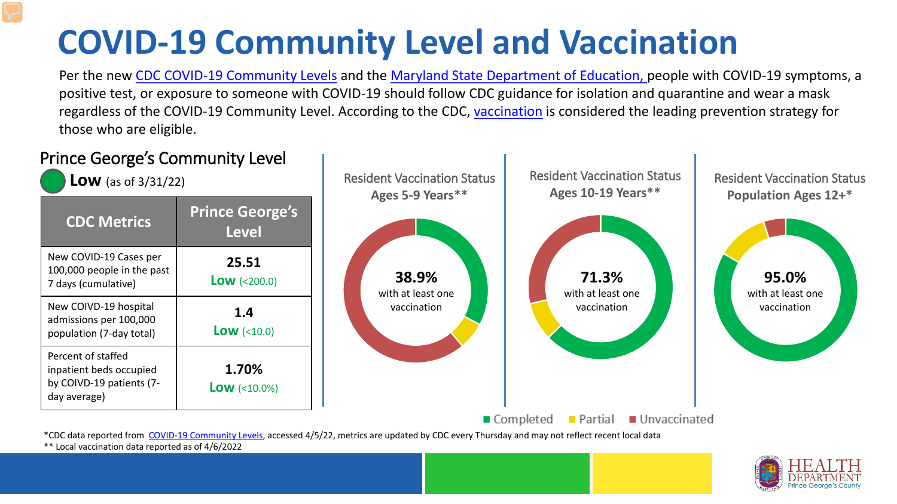# COVID-19 Community Level and Vaccination

Per the new CDC COVID-19 Community Levels and the Maryland State Department of Education, people with COVID-19 symptoms, a positive test, or exposure to someone with COVID-19 should follow CDC guidance for isolation and quarantine and wear a mask regardless of the COVID-19 Community Level. According to the CDC, vaccination is considered the leading prevention strategy for those who are eligible.

## Prince George's Community Level

**Low** (as of 3/31/22)

| CDC Metrics | Prince George's Level |
|---|---|
| New COVID-19 Cases per 100,000 people in the past 7 days (cumulative) | **25.51** **Low** (<200.0) |
| New COIVD-19 hospital admissions per 100,000 population (7-day total) | **1.4** **Low** (<10.0) |
| Percent of staffed inpatient beds occupied by COIVD-19 patients (7-day average) | **1.70%** **Low** (<10.0%) |

### Resident Vaccination Status Ages 5-9 Years**

**38.9%** with at least one vaccination

### Resident Vaccination Status Ages 10-19 Years**

**71.3%** with at least one vaccination

### Resident Vaccination Status Population Ages 12+*

**95.0%** with at least one vaccination

Completed | Partial | Unvaccinated

*CDC data reported from COVID-19 Community Levels, accessed 4/5/22, metrics are updated by CDC every Thursday and may not reflect recent local data

** Local vaccination data reported as of 4/6/2022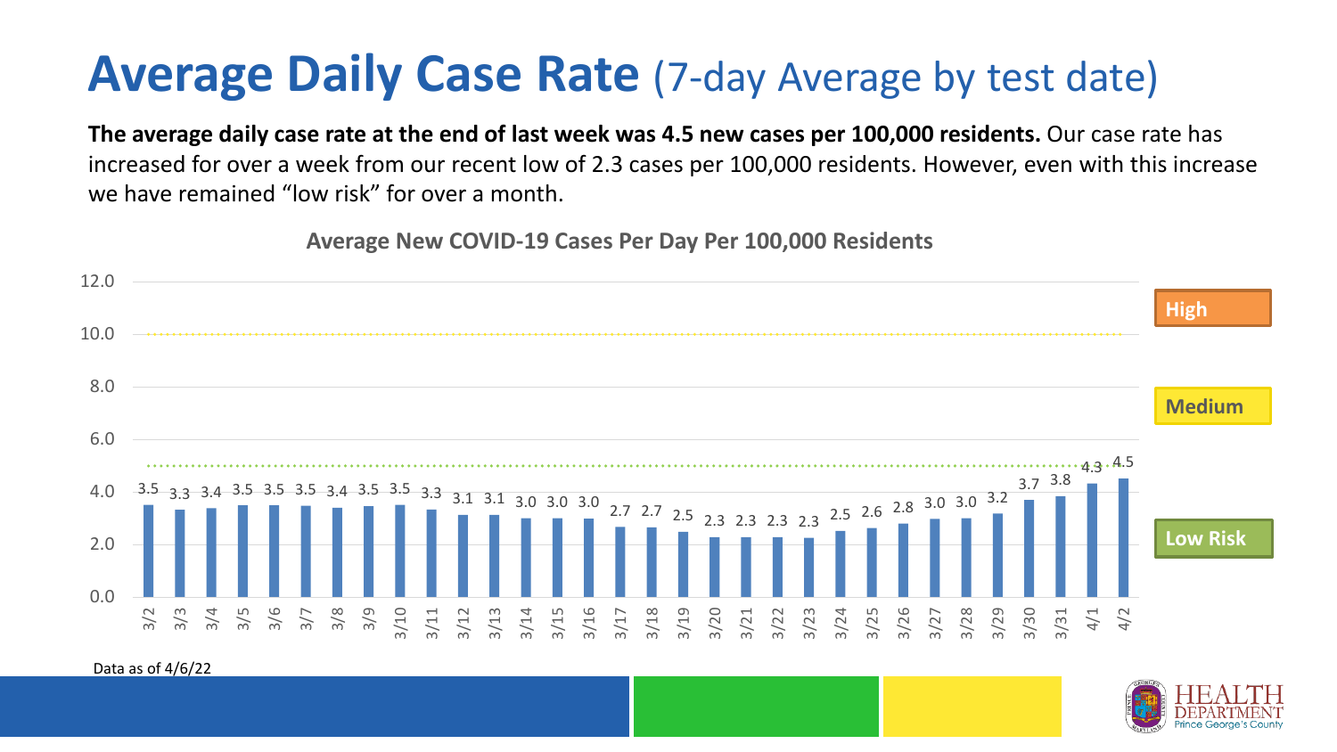# Average Daily Case Rate (7-day Average by test date)

**The average daily case rate at the end of last week was 4.5 new cases per 100,000 residents.** Our case rate has increased for over a week from our recent low of 2.3 cases per 100,000 residents. However, even with this increase we have remained "low risk" for over a month.

**Average New COVID-19 Cases Per Day Per 100,000 Residents**

| Date | Cases per 100,000 |
|---|---|
| 3/2 | 3.5 |
| 3/3 | 3.3 |
| 3/4 | 3.4 |
| 3/5 | 3.5 |
| 3/6 | 3.5 |
| 3/7 | 3.5 |
| 3/8 | 3.4 |
| 3/9 | 3.5 |
| 3/10 | 3.5 |
| 3/11 | 3.3 |
| 3/12 | 3.1 |
| 3/13 | 3.1 |
| 3/14 | 3.0 |
| 3/15 | 3.0 |
| 3/16 | 3.0 |
| 3/17 | 2.7 |
| 3/18 | 2.7 |
| 3/19 | 2.5 |
| 3/20 | 2.3 |
| 3/21 | 2.3 |
| 3/22 | 2.3 |
| 3/23 | 2.3 |
| 3/24 | 2.5 |
| 3/25 | 2.6 |
| 3/26 | 2.8 |
| 3/27 | 3.0 |
| 3/28 | 3.0 |
| 3/29 | 3.2 |
| 3/30 | 3.7 |
| 3/31 | 3.8 |
| 4/1 | 4.3 |
| 4/2 | 4.5 |

High / Medium / Low Risk

Data as of 4/6/22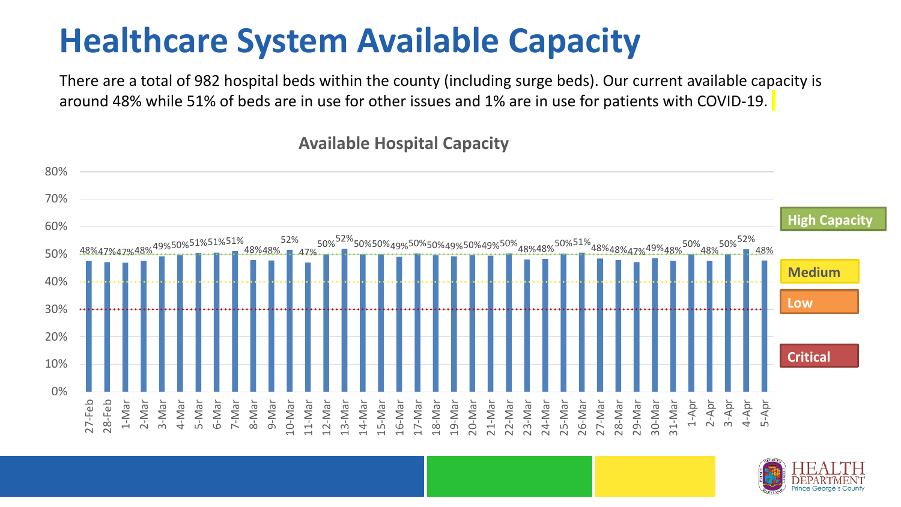# Healthcare System Available Capacity

There are a total of 982 hospital beds within the county (including surge beds). Our current available capacity is around 48% while 51% of beds are in use for other issues and 1% are in use for patients with COVID-19.

**Available Hospital Capacity**

80%
70%
60%
50%
40%
30%
20%
10%
0%

48% 47% 47% 48% 49% 50% 51% 51% 51% 48% 48% 52% 47% 50% 52% 50% 50% 49% 50% 50% 49% 50% 49% 50% 48% 48% 50% 51% 48% 48% 47% 49% 48% 50% 48% 50% 52% 48%

27-Feb 28-Feb 1-Mar 2-Mar 3-Mar 4-Mar 5-Mar 6-Mar 7-Mar 8-Mar 9-Mar 10-Mar 11-Mar 12-Mar 13-Mar 14-Mar 15-Mar 16-Mar 17-Mar 18-Mar 19-Mar 20-Mar 21-Mar 22-Mar 23-Mar 24-Mar 25-Mar 26-Mar 27-Mar 28-Mar 29-Mar 30-Mar 31-Mar 1-Apr 2-Apr 3-Apr 4-Apr 5-Apr

High Capacity
Medium
Low
Critical